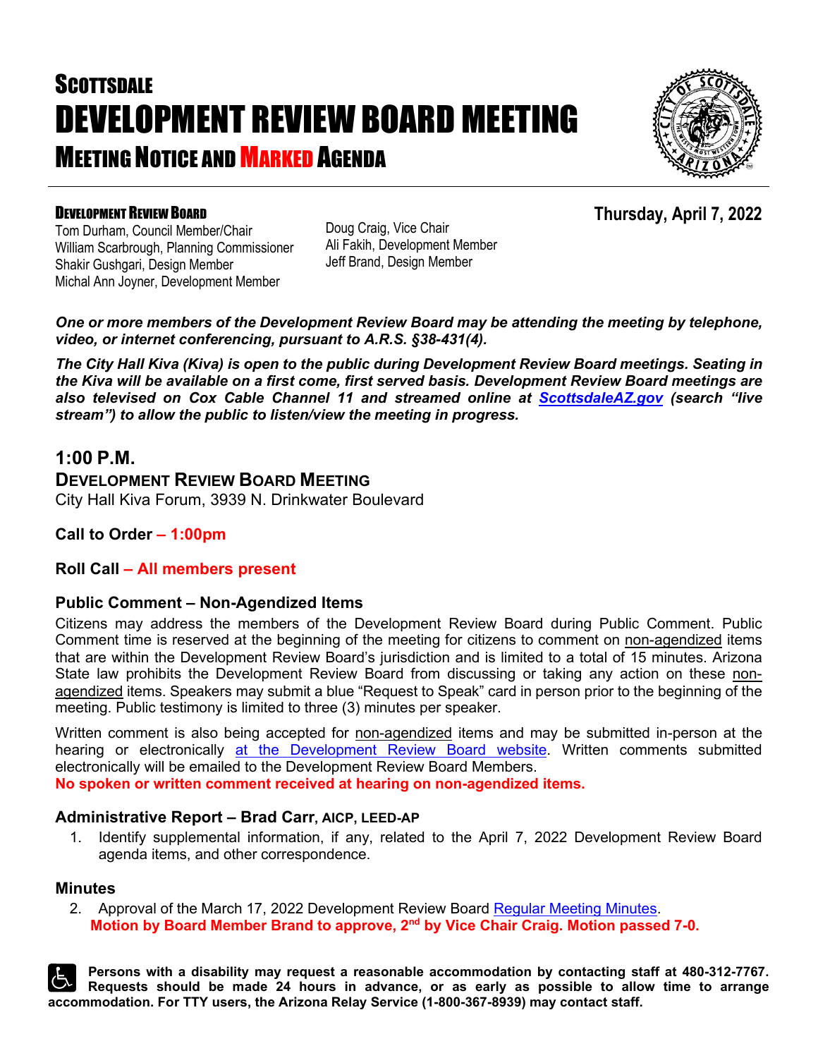# SCOTTSDALE
# DEVELOPMENT REVIEW BOARD MEETING
## MEETING NOTICE AND MARKED AGENDA

**DEVELOPMENT REVIEW BOARD**

Tom Durham, Council Member/Chair
William Scarbrough, Planning Commissioner
Shakir Gushgari, Design Member
Michal Ann Joyner, Development Member
Doug Craig, Vice Chair
Ali Fakih, Development Member
Jeff Brand, Design Member

**Thursday, April 7, 2022**

***One or more members of the Development Review Board may be attending the meeting by telephone, video, or internet conferencing, pursuant to A.R.S. §38-431(4).***

***The City Hall Kiva (Kiva) is open to the public during Development Review Board meetings. Seating in the Kiva will be available on a first come, first served basis. Development Review Board meetings are also televised on Cox Cable Channel 11 and streamed online at ScottsdaleAZ.gov (search "live stream") to allow the public to listen/view the meeting in progress.***

## 1:00 P.M.

### DEVELOPMENT REVIEW BOARD MEETING

City Hall Kiva Forum, 3939 N. Drinkwater Boulevard

**Call to Order – 1:00pm**

**Roll Call – All members present**

### Public Comment – Non-Agendized Items

Citizens may address the members of the Development Review Board during Public Comment. Public Comment time is reserved at the beginning of the meeting for citizens to comment on non-agendized items that are within the Development Review Board's jurisdiction and is limited to a total of 15 minutes. Arizona State law prohibits the Development Review Board from discussing or taking any action on these non-agendized items. Speakers may submit a blue "Request to Speak" card in person prior to the beginning of the meeting. Public testimony is limited to three (3) minutes per speaker.

Written comment is also being accepted for non-agendized items and may be submitted in-person at the hearing or electronically at the Development Review Board website. Written comments submitted electronically will be emailed to the Development Review Board Members.

**No spoken or written comment received at hearing on non-agendized items.**

### Administrative Report – Brad Carr, AICP, LEED-AP

1. Identify supplemental information, if any, related to the April 7, 2022 Development Review Board agenda items, and other correspondence.

### Minutes

2. Approval of the March 17, 2022 Development Review Board Regular Meeting Minutes.
   **Motion by Board Member Brand to approve, 2nd by Vice Chair Craig. Motion passed 7-0.**

**Persons with a disability may request a reasonable accommodation by contacting staff at 480-312-7767. Requests should be made 24 hours in advance, or as early as possible to allow time to arrange accommodation. For TTY users, the Arizona Relay Service (1-800-367-8939) may contact staff.**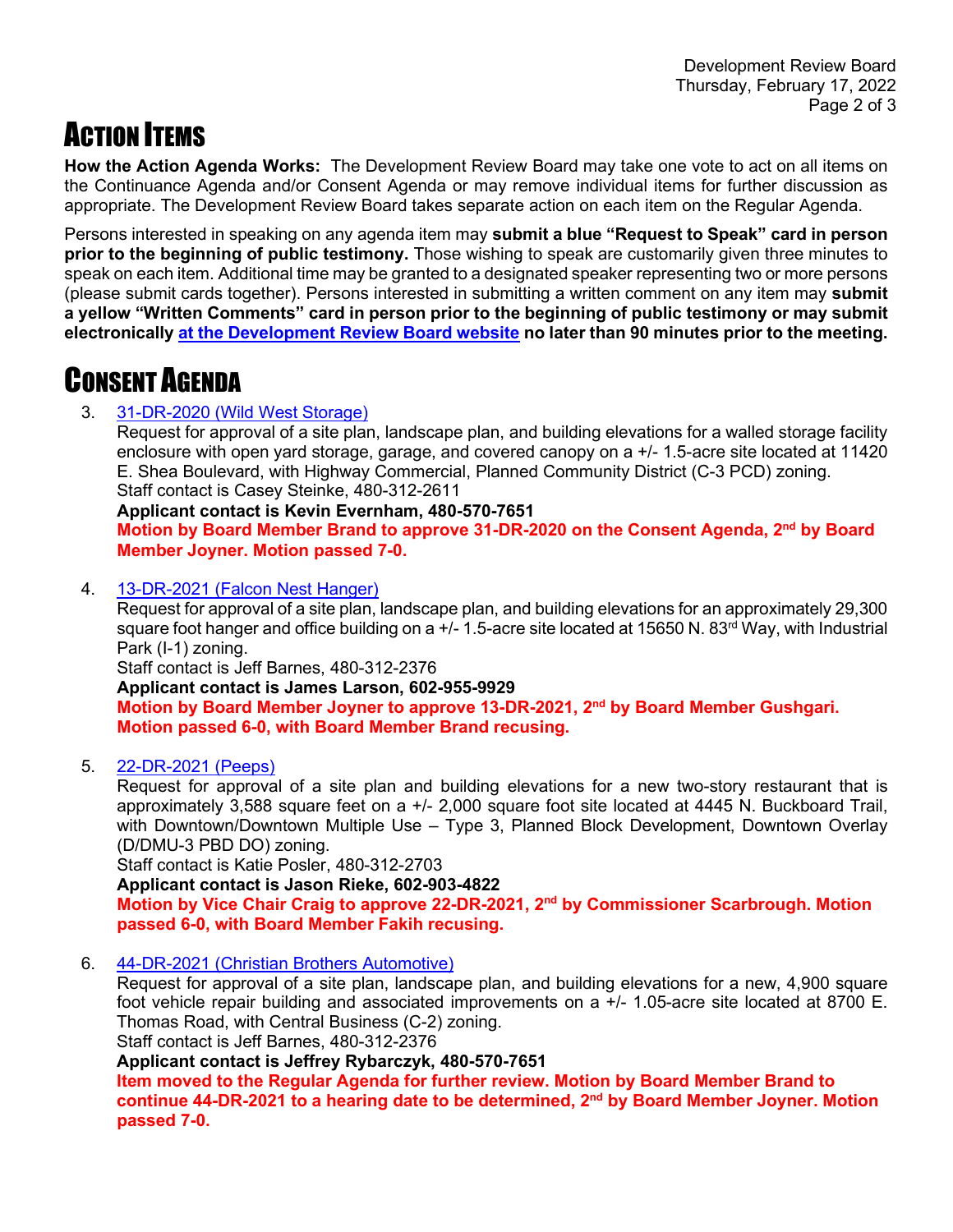# ACTION ITEMS

**How the Action Agenda Works:** The Development Review Board may take one vote to act on all items on the Continuance Agenda and/or Consent Agenda or may remove individual items for further discussion as appropriate. The Development Review Board takes separate action on each item on the Regular Agenda.

Persons interested in speaking on any agenda item may **submit a blue "Request to Speak" card in person prior to the beginning of public testimony.** Those wishing to speak are customarily given three minutes to speak on each item. Additional time may be granted to a designated speaker representing two or more persons (please submit cards together). Persons interested in submitting a written comment on any item may **submit a yellow "Written Comments" card in person prior to the beginning of public testimony or may submit electronically at the Development Review Board website no later than 90 minutes prior to the meeting.**

# CONSENT AGENDA

3. 31-DR-2020 (Wild West Storage)
   Request for approval of a site plan, landscape plan, and building elevations for a walled storage facility enclosure with open yard storage, garage, and covered canopy on a +/- 1.5-acre site located at 11420 E. Shea Boulevard, with Highway Commercial, Planned Community District (C-3 PCD) zoning.
   Staff contact is Casey Steinke, 480-312-2611
   **Applicant contact is Kevin Evernham, 480-570-7651**
   **Motion by Board Member Brand to approve 31-DR-2020 on the Consent Agenda, 2nd by Board Member Joyner. Motion passed 7-0.**

4. 13-DR-2021 (Falcon Nest Hanger)
   Request for approval of a site plan, landscape plan, and building elevations for an approximately 29,300 square foot hanger and office building on a +/- 1.5-acre site located at 15650 N. 83rd Way, with Industrial Park (I-1) zoning.
   Staff contact is Jeff Barnes, 480-312-2376
   **Applicant contact is James Larson, 602-955-9929**
   **Motion by Board Member Joyner to approve 13-DR-2021, 2nd by Board Member Gushgari. Motion passed 6-0, with Board Member Brand recusing.**

5. 22-DR-2021 (Peeps)
   Request for approval of a site plan and building elevations for a new two-story restaurant that is approximately 3,588 square feet on a +/- 2,000 square foot site located at 4445 N. Buckboard Trail, with Downtown/Downtown Multiple Use – Type 3, Planned Block Development, Downtown Overlay (D/DMU-3 PBD DO) zoning.
   Staff contact is Katie Posler, 480-312-2703
   **Applicant contact is Jason Rieke, 602-903-4822**
   **Motion by Vice Chair Craig to approve 22-DR-2021, 2nd by Commissioner Scarbrough. Motion passed 6-0, with Board Member Fakih recusing.**

6. 44-DR-2021 (Christian Brothers Automotive)
   Request for approval of a site plan, landscape plan, and building elevations for a new, 4,900 square foot vehicle repair building and associated improvements on a +/- 1.05-acre site located at 8700 E. Thomas Road, with Central Business (C-2) zoning.
   Staff contact is Jeff Barnes, 480-312-2376
   **Applicant contact is Jeffrey Rybarczyk, 480-570-7651**
   **Item moved to the Regular Agenda for further review. Motion by Board Member Brand to continue 44-DR-2021 to a hearing date to be determined, 2nd by Board Member Joyner. Motion passed 7-0.**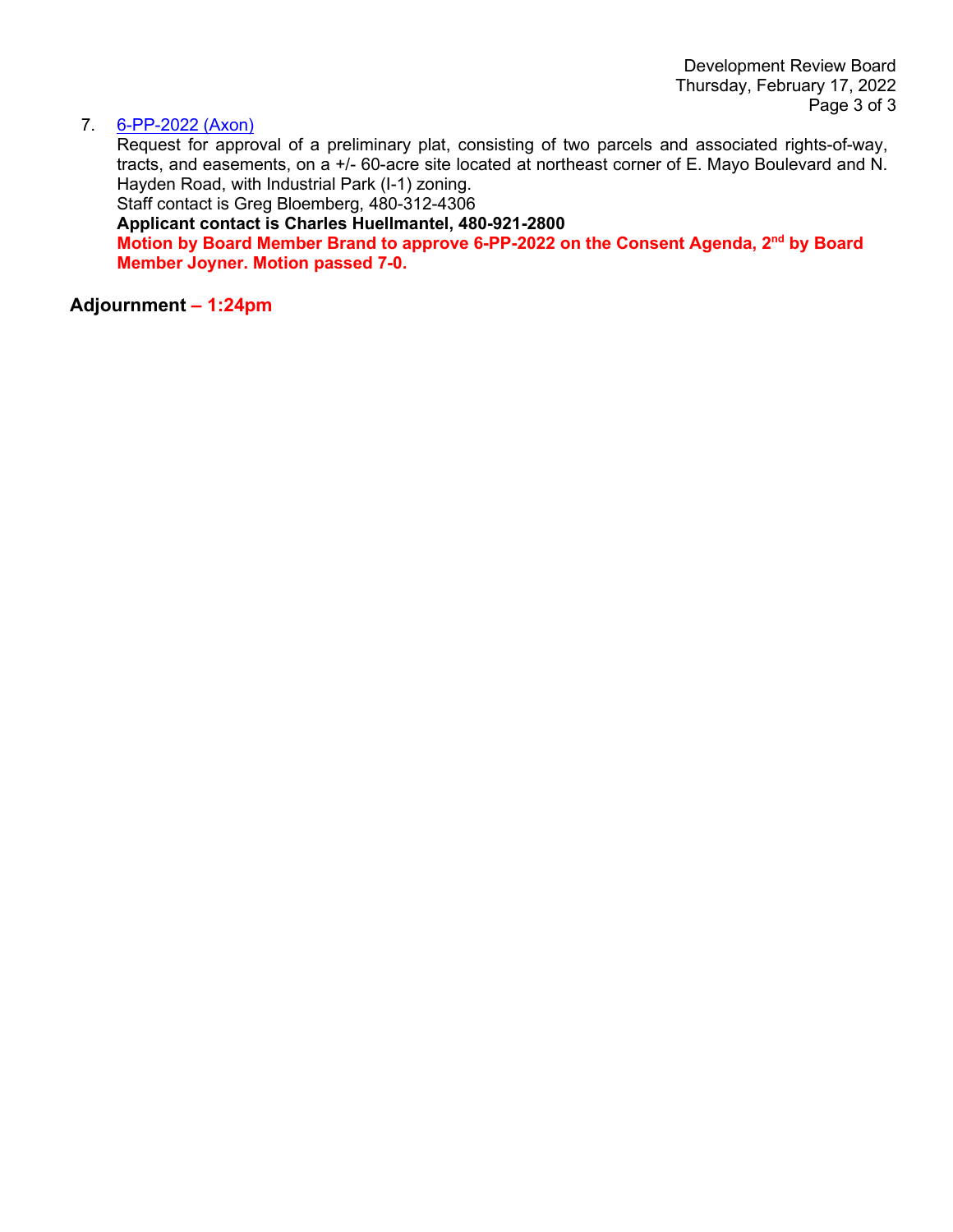7. 6-PP-2022 (Axon)

   Request for approval of a preliminary plat, consisting of two parcels and associated rights-of-way, tracts, and easements, on a +/- 60-acre site located at northeast corner of E. Mayo Boulevard and N. Hayden Road, with Industrial Park (I-1) zoning.
   Staff contact is Greg Bloemberg, 480-312-4306
   **Applicant contact is Charles Huellmantel, 480-921-2800**
   **Motion by Board Member Brand to approve 6-PP-2022 on the Consent Agenda, 2nd by Board Member Joyner. Motion passed 7-0.**

**Adjournment – 1:24pm**